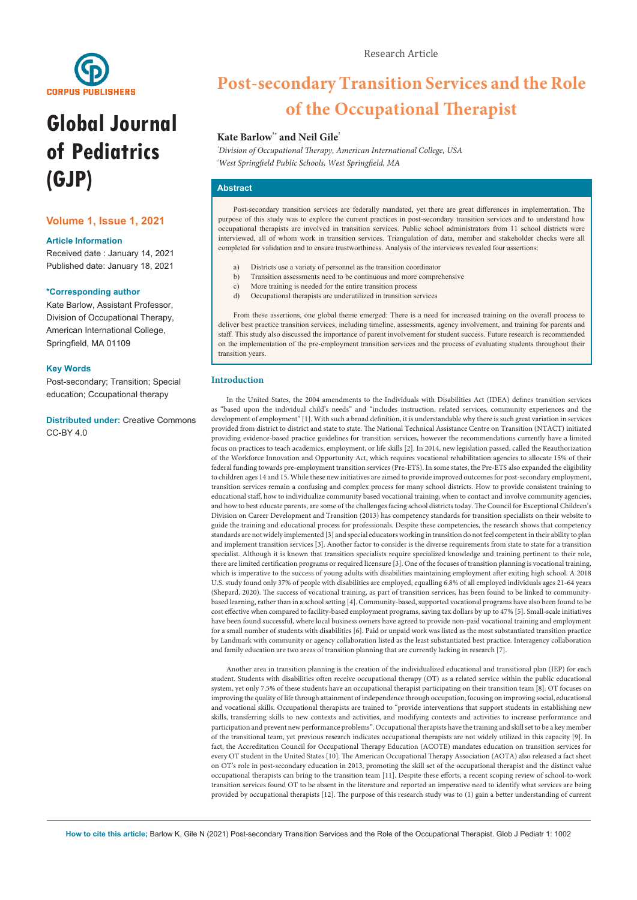Research Article

# Post-secondary Transition Services and the Role of the Occupational Therapist

**Kate Barlow[1*] and Neil Gile[2]**

[1]*Division of Occupational Therapy, American International College, USA*
[2]*West Springfield Public Schools, West Springfield, MA*

**Global Journal of Pediatrics (GJP)**

**Volume 1, Issue 1, 2021**

**Article Information**

Received date : January 14, 2021
Published date: January 18, 2021

**\*Corresponding author**

Kate Barlow, Assistant Professor, Division of Occupational Therapy, American International College, Springfield, MA 01109

**Key Words**

Post-secondary; Transition; Special education; Cccupational therapy

**Distributed under:** Creative Commons CC-BY 4.0

## Abstract

Post-secondary transition services are federally mandated, yet there are great differences in implementation. The purpose of this study was to explore the current practices in post-secondary transition services and to understand how occupational therapists are involved in transition services. Public school administrators from 11 school districts were interviewed, all of whom work in transition services. Triangulation of data, member and stakeholder checks were all completed for validation and to ensure trustworthiness. Analysis of the interviews revealed four assertions:

a) Districts use a variety of personnel as the transition coordinator
b) Transition assessments need to be continuous and more comprehensive
c) More training is needed for the entire transition process
d) Occupational therapists are underutilized in transition services

From these assertions, one global theme emerged: There is a need for increased training on the overall process to deliver best practice transition services, including timeline, assessments, agency involvement, and training for parents and staff. This study also discussed the importance of parent involvement for student success. Future research is recommended on the implementation of the pre-employment transition services and the process of evaluating students throughout their transition years.

## Introduction

In the United States, the 2004 amendments to the Individuals with Disabilities Act (IDEA) defines transition services as "based upon the individual child's needs" and "includes instruction, related services, community experiences and the development of employment" [1]. With such a broad definition, it is understandable why there is such great variation in services provided from district to district and state to state. The National Technical Assistance Centre on Transition (NTACT) initiated providing evidence-based practice guidelines for transition services, however the recommendations currently have a limited focus on practices to teach academics, employment, or life skills [2]. In 2014, new legislation passed, called the Reauthorization of the Workforce Innovation and Opportunity Act, which requires vocational rehabilitation agencies to allocate 15% of their federal funding towards pre-employment transition services (Pre-ETS). In some states, the Pre-ETS also expanded the eligibility to children ages 14 and 15. While these new initiatives are aimed to provide improved outcomes for post-secondary employment, transition services remain a confusing and complex process for many school districts. How to provide consistent training to educational staff, how to individualize community based vocational training, when to contact and involve community agencies, and how to best educate parents, are some of the challenges facing school districts today. The Council for Exceptional Children's Division on Career Development and Transition (2013) has competency standards for transition specialists on their website to guide the training and educational process for professionals. Despite these competencies, the research shows that competency standards are not widely implemented [3] and special educators working in transition do not feel competent in their ability to plan and implement transition services [3]. Another factor to consider is the diverse requirements from state to state for a transition specialist. Although it is known that transition specialists require specialized knowledge and training pertinent to their role, there are limited certification programs or required licensure [3]. One of the focuses of transition planning is vocational training, which is imperative to the success of young adults with disabilities maintaining employment after exiting high school. A 2018 U.S. study found only 37% of people with disabilities are employed, equalling 6.8% of all employed individuals ages 21-64 years (Shepard, 2020). The success of vocational training, as part of transition services, has been found to be linked to community-based learning, rather than in a school setting [4]. Community-based, supported vocational programs have also been found to be cost effective when compared to facility-based employment programs, saving tax dollars by up to 47% [5]. Small-scale initiatives have been found successful, where local business owners have agreed to provide non-paid vocational training and employment for a small number of students with disabilities [6]. Paid or unpaid work was listed as the most substantiated transition practice by Landmark with community or agency collaboration listed as the least substantiated best practice. Interagency collaboration and family education are two areas of transition planning that are currently lacking in research [7].

Another area in transition planning is the creation of the individualized educational and transitional plan (IEP) for each student. Students with disabilities often receive occupational therapy (OT) as a related service within the public educational system, yet only 7.5% of these students have an occupational therapist participating on their transition team [8]. OT focuses on improving the quality of life through attainment of independence through occupation, focusing on improving social, educational and vocational skills. Occupational therapists are trained to "provide interventions that support students in establishing new skills, transferring skills to new contexts and activities, and modifying contexts and activities to increase performance and participation and prevent new performance problems". Occupational therapists have the training and skill set to be a key member of the transitional team, yet previous research indicates occupational therapists are not widely utilized in this capacity [9]. In fact, the Accreditation Council for Occupational Therapy Education (ACOTE) mandates education on transition services for every OT student in the United States [10]. The American Occupational Therapy Association (AOTA) also released a fact sheet on OT's role in post-secondary education in 2013, promoting the skill set of the occupational therapist and the distinct value occupational therapists can bring to the transition team [11]. Despite these efforts, a recent scoping review of school-to-work transition services found OT to be absent in the literature and reported an imperative need to identify what services are being provided by occupational therapists [12]. The purpose of this research study was to (1) gain a better understanding of current

**How to cite this article;** Barlow K, Gile N (2021) Post-secondary Transition Services and the Role of the Occupational Therapist. Glob J Pediatr 1: 1002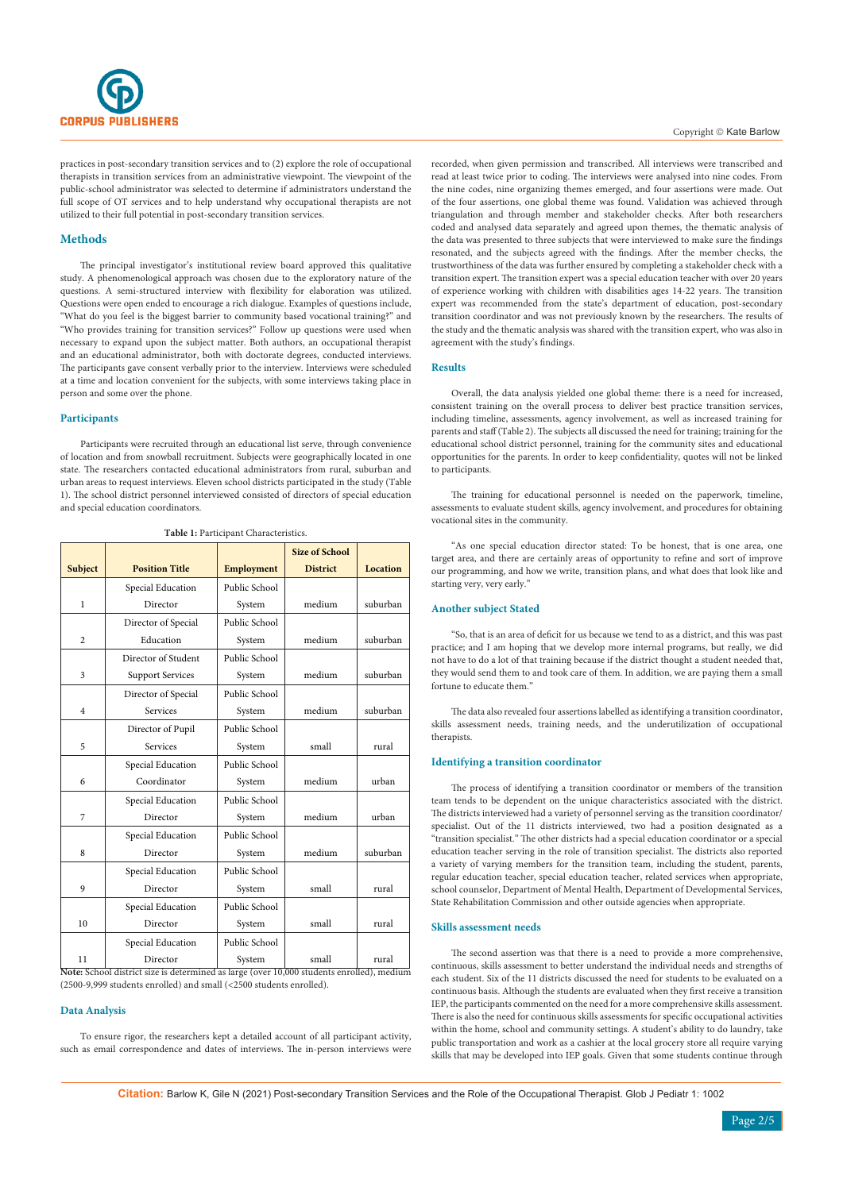practices in post-secondary transition services and to (2) explore the role of occupational therapists in transition services from an administrative viewpoint. The viewpoint of the public-school administrator was selected to determine if administrators understand the full scope of OT services and to help understand why occupational therapists are not utilized to their full potential in post-secondary transition services.

## Methods

The principal investigator's institutional review board approved this qualitative study. A phenomenological approach was chosen due to the exploratory nature of the questions. A semi-structured interview with flexibility for elaboration was utilized. Questions were open ended to encourage a rich dialogue. Examples of questions include, "What do you feel is the biggest barrier to community based vocational training?" and "Who provides training for transition services?" Follow up questions were used when necessary to expand upon the subject matter. Both authors, an occupational therapist and an educational administrator, both with doctorate degrees, conducted interviews. The participants gave consent verbally prior to the interview. Interviews were scheduled at a time and location convenient for the subjects, with some interviews taking place in person and some over the phone.

### Participants

Participants were recruited through an educational list serve, through convenience of location and from snowball recruitment. Subjects were geographically located in one state. The researchers contacted educational administrators from rural, suburban and urban areas to request interviews. Eleven school districts participated in the study (Table 1). The school district personnel interviewed consisted of directors of special education and special education coordinators.

**Table 1:** Participant Characteristics.

| Subject | Position Title | Employment | Size of School District | Location |
|---|---|---|---|---|
| 1 | Special Education Director | Public School System | medium | suburban |
| 2 | Director of Special Education | Public School System | medium | suburban |
| 3 | Director of Student Support Services | Public School System | medium | suburban |
| 4 | Director of Special Services | Public School System | medium | suburban |
| 5 | Director of Pupil Services | Public School System | small | rural |
| 6 | Special Education Coordinator | Public School System | medium | urban |
| 7 | Special Education Director | Public School System | medium | urban |
| 8 | Special Education Director | Public School System | medium | suburban |
| 9 | Special Education Director | Public School System | small | rural |
| 10 | Special Education Director | Public School System | small | rural |
| 11 | Special Education Director | Public School System | small | rural |

**Note:** School district size is determined as large (over 10,000 students enrolled), medium (2500-9,999 students enrolled) and small (<2500 students enrolled).

### Data Analysis

To ensure rigor, the researchers kept a detailed account of all participant activity, such as email correspondence and dates of interviews. The in-person interviews were recorded, when given permission and transcribed. All interviews were transcribed and read at least twice prior to coding. The interviews were analysed into nine codes. From the nine codes, nine organizing themes emerged, and four assertions were made. Out of the four assertions, one global theme was found. Validation was achieved through triangulation and through member and stakeholder checks. After both researchers coded and analysed data separately and agreed upon themes, the thematic analysis of the data was presented to three subjects that were interviewed to make sure the findings resonated, and the subjects agreed with the findings. After the member checks, the trustworthiness of the data was further ensured by completing a stakeholder check with a transition expert. The transition expert was a special education teacher with over 20 years of experience working with children with disabilities ages 14-22 years. The transition expert was recommended from the state's department of education, post-secondary transition coordinator and was not previously known by the researchers. The results of the study and the thematic analysis was shared with the transition expert, who was also in agreement with the study's findings.

### Results

Overall, the data analysis yielded one global theme: there is a need for increased, consistent training on the overall process to deliver best practice transition services, including timeline, assessments, agency involvement, as well as increased training for parents and staff (Table 2). The subjects all discussed the need for training; training for the educational school district personnel, training for the community sites and educational opportunities for the parents. In order to keep confidentiality, quotes will not be linked to participants.

The training for educational personnel is needed on the paperwork, timeline, assessments to evaluate student skills, agency involvement, and procedures for obtaining vocational sites in the community.

"As one special education director stated: To be honest, that is one area, one target area, and there are certainly areas of opportunity to refine and sort of improve our programming, and how we write, transition plans, and what does that look like and starting very, very early."

### Another subject Stated

"So, that is an area of deficit for us because we tend to as a district, and this was past practice; and I am hoping that we develop more internal programs, but really, we did not have to do a lot of that training because if the district thought a student needed that, they would send them to and took care of them. In addition, we are paying them a small fortune to educate them."

The data also revealed four assertions labelled as identifying a transition coordinator, skills assessment needs, training needs, and the underutilization of occupational therapists.

### Identifying a transition coordinator

The process of identifying a transition coordinator or members of the transition team tends to be dependent on the unique characteristics associated with the district. The districts interviewed had a variety of personnel serving as the transition coordinator/specialist. Out of the 11 districts interviewed, two had a position designated as a "transition specialist." The other districts had a special education coordinator or a special education teacher serving in the role of transition specialist. The districts also reported a variety of varying members for the transition team, including the student, parents, regular education teacher, special education teacher, related services when appropriate, school counselor, Department of Mental Health, Department of Developmental Services, State Rehabilitation Commission and other outside agencies when appropriate.

### Skills assessment needs

The second assertion was that there is a need to provide a more comprehensive, continuous, skills assessment to better understand the individual needs and strengths of each student. Six of the 11 districts discussed the need for students to be evaluated on a continuous basis. Although the students are evaluated when they first receive a transition IEP, the participants commented on the need for a more comprehensive skills assessment. There is also the need for continuous skills assessments for specific occupational activities within the home, school and community settings. A student's ability to do laundry, take public transportation and work as a cashier at the local grocery store all require varying skills that may be developed into IEP goals. Given that some students continue through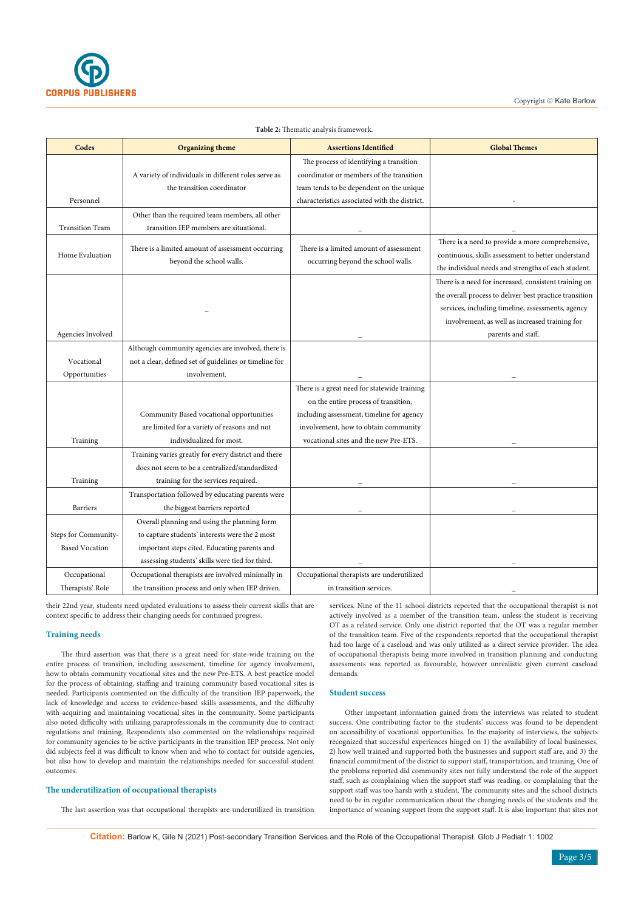**Table 2:** Thematic analysis framework.

| Codes | Organizing theme | Assertions Identified | Global Themes |
|---|---|---|---|
| Personnel | A variety of individuals in different roles serve as the transition coordinator | The process of identifying a transition coordinator or members of the transition team tends to be dependent on the unique characteristics associated with the district. | - |
| Transition Team | Other than the required team members, all other transition IEP members are situational. | _ | _ |
| Home Evaluation | There is a limited amount of assessment occurring beyond the school walls. | There is a limited amount of assessment occurring beyond the school walls. | There is a need to provide a more comprehensive, continuous, skills assessment to better understand the individual needs and strengths of each student. |
| Agencies Involved | _ | _ | There is a need for increased, consistent training on the overall process to deliver best practice transition services, including timeline, assessments, agency involvement, as well as increased training for parents and staff. |
| Vocational Opportunities | Although community agencies are involved, there is not a clear, defined set of guidelines or timeline for involvement. | _ | _ |
| Training | Community Based vocational opportunities are limited for a variety of reasons and not individualized for most. | There is a great need for statewide training on the entire process of transition, including assessment, timeline for agency involvement, how to obtain community vocational sites and the new Pre-ETS. | _ |
| Training | Training varies greatly for every district and there does not seem to be a centralized/standardized training for the services required. | _ | _ |
| Barriers | Transportation followed by educating parents were the biggest barriers reported | _ | _ |
| Steps for Community-Based Vocation | Overall planning and using the planning form to capture students' interests were the 2 most important steps cited. Educating parents and assessing students' skills were tied for third. | _ | _ |
| Occupational Therapists' Role | Occupational therapists are involved minimally in the transition process and only when IEP driven. | Occupational therapists are underutilized in transition services. | _ |

their 22nd year, students need updated evaluations to assess their current skills that are context specific to address their changing needs for continued progress.

### Training needs

The third assertion was that there is a great need for state-wide training on the entire process of transition, including assessment, timeline for agency involvement, how to obtain community vocational sites and the new Pre-ETS. A best practice model for the process of obtaining, staffing and training community based vocational sites is needed. Participants commented on the difficulty of the transition IEP paperwork, the lack of knowledge and access to evidence-based skills assessments, and the difficulty with acquiring and maintaining vocational sites in the community. Some participants also noted difficulty with utilizing paraprofessionals in the community due to contract regulations and training. Respondents also commented on the relationships required for community agencies to be active participants in the transition IEP process. Not only did subjects feel it was difficult to know when and who to contact for outside agencies, but also how to develop and maintain the relationships needed for successful student outcomes.

### The underutilization of occupational therapists

The last assertion was that occupational therapists are underutilized in transition services. Nine of the 11 school districts reported that the occupational therapist is not actively involved as a member of the transition team, unless the student is receiving OT as a related service. Only one district reported that the OT was a regular member of the transition team. Five of the respondents reported that the occupational therapist had too large of a caseload and was only utilized as a direct service provider. The idea of occupational therapists being more involved in transition planning and conducting assessments was reported as favourable, however unrealistic given current caseload demands.

### Student success

Other important information gained from the interviews was related to student success. One contributing factor to the students' success was found to be dependent on accessibility of vocational opportunities. In the majority of interviews, the subjects recognized that successful experiences hinged on 1) the availability of local businesses, 2) how well trained and supported both the businesses and support staff are, and 3) the financial commitment of the district to support staff, transportation, and training. One of the problems reported did community sites not fully understand the role of the support staff, such as complaining when the support staff was reading, or complaining that the support staff was too harsh with a student. The community sites and the school districts need to be in regular communication about the changing needs of the students and the importance of weaning support from the support staff. It is also important that sites not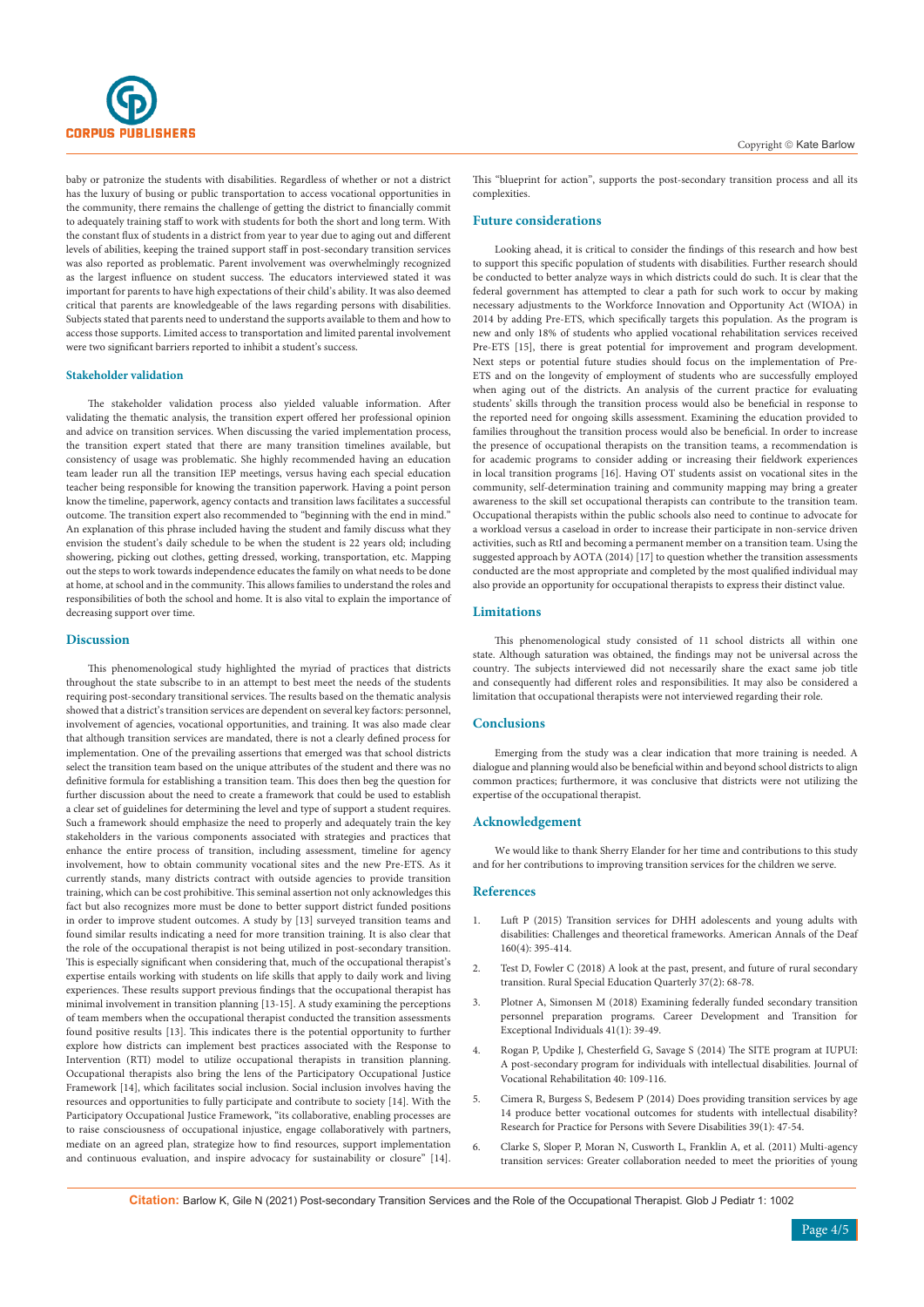baby or patronize the students with disabilities. Regardless of whether or not a district has the luxury of busing or public transportation to access vocational opportunities in the community, there remains the challenge of getting the district to financially commit to adequately training staff to work with students for both the short and long term. With the constant flux of students in a district from year to year due to aging out and different levels of abilities, keeping the trained support staff in post-secondary transition services was also reported as problematic. Parent involvement was overwhelmingly recognized as the largest influence on student success. The educators interviewed stated it was important for parents to have high expectations of their child's ability. It was also deemed critical that parents are knowledgeable of the laws regarding persons with disabilities. Subjects stated that parents need to understand the supports available to them and how to access those supports. Limited access to transportation and limited parental involvement were two significant barriers reported to inhibit a student's success.

### Stakeholder validation

The stakeholder validation process also yielded valuable information. After validating the thematic analysis, the transition expert offered her professional opinion and advice on transition services. When discussing the varied implementation process, the transition expert stated that there are many transition timelines available, but consistency of usage was problematic. She highly recommended having an education team leader run all the transition IEP meetings, versus having each special education teacher being responsible for knowing the transition paperwork. Having a point person know the timeline, paperwork, agency contacts and transition laws facilitates a successful outcome. The transition expert also recommended to "beginning with the end in mind." An explanation of this phrase included having the student and family discuss what they envision the student's daily schedule to be when the student is 22 years old; including showering, picking out clothes, getting dressed, working, transportation, etc. Mapping out the steps to work towards independence educates the family on what needs to be done at home, at school and in the community. This allows families to understand the roles and responsibilities of both the school and home. It is also vital to explain the importance of decreasing support over time.

## Discussion

This phenomenological study highlighted the myriad of practices that districts throughout the state subscribe to in an attempt to best meet the needs of the students requiring post-secondary transitional services. The results based on the thematic analysis showed that a district's transition services are dependent on several key factors: personnel, involvement of agencies, vocational opportunities, and training. It was also made clear that although transition services are mandated, there is not a clearly defined process for implementation. One of the prevailing assertions that emerged was that school districts select the transition team based on the unique attributes of the student and there was no definitive formula for establishing a transition team. This does then beg the question for further discussion about the need to create a framework that could be used to establish a clear set of guidelines for determining the level and type of support a student requires. Such a framework should emphasize the need to properly and adequately train the key stakeholders in the various components associated with strategies and practices that enhance the entire process of transition, including assessment, timeline for agency involvement, how to obtain community vocational sites and the new Pre-ETS. As it currently stands, many districts contract with outside agencies to provide transition training, which can be cost prohibitive. This seminal assertion not only acknowledges this fact but also recognizes more must be done to better support district funded positions in order to improve student outcomes. A study by [13] surveyed transition teams and found similar results indicating a need for more transition training. It is also clear that the role of the occupational therapist is not being utilized in post-secondary transition. This is especially significant when considering that, much of the occupational therapist's expertise entails working with students on life skills that apply to daily work and living experiences. These results support previous findings that the occupational therapist has minimal involvement in transition planning [13-15]. A study examining the perceptions of team members when the occupational therapist conducted the transition assessments found positive results [13]. This indicates there is the potential opportunity to further explore how districts can implement best practices associated with the Response to Intervention (RTI) model to utilize occupational therapists in transition planning. Occupational therapists also bring the lens of the Participatory Occupational Justice Framework [14], which facilitates social inclusion. Social inclusion involves having the resources and opportunities to fully participate and contribute to society [14]. With the Participatory Occupational Justice Framework, "its collaborative, enabling processes are to raise consciousness of occupational injustice, engage collaboratively with partners, mediate on an agreed plan, strategize how to find resources, support implementation and continuous evaluation, and inspire advocacy for sustainability or closure" [14]. This "blueprint for action", supports the post-secondary transition process and all its complexities.

## Future considerations

Looking ahead, it is critical to consider the findings of this research and how best to support this specific population of students with disabilities. Further research should be conducted to better analyze ways in which districts could do such. It is clear that the federal government has attempted to clear a path for such work to occur by making necessary adjustments to the Workforce Innovation and Opportunity Act (WIOA) in 2014 by adding Pre-ETS, which specifically targets this population. As the program is new and only 18% of students who applied vocational rehabilitation services received Pre-ETS [15], there is great potential for improvement and program development. Next steps or potential future studies should focus on the implementation of Pre-ETS and on the longevity of employment of students who are successfully employed when aging out of the districts. An analysis of the current practice for evaluating students' skills through the transition process would also be beneficial in response to the reported need for ongoing skills assessment. Examining the education provided to families throughout the transition process would also be beneficial. In order to increase the presence of occupational therapists on the transition teams, a recommendation is for academic programs to consider adding or increasing their fieldwork experiences in local transition programs [16]. Having OT students assist on vocational sites in the community, self-determination training and community mapping may bring a greater awareness to the skill set occupational therapists can contribute to the transition team. Occupational therapists within the public schools also need to continue to advocate for a workload versus a caseload in order to increase their participate in non-service driven activities, such as RtI and becoming a permanent member on a transition team. Using the suggested approach by AOTA (2014) [17] to question whether the transition assessments conducted are the most appropriate and completed by the most qualified individual may also provide an opportunity for occupational therapists to express their distinct value.

## Limitations

This phenomenological study consisted of 11 school districts all within one state. Although saturation was obtained, the findings may not be universal across the country. The subjects interviewed did not necessarily share the exact same job title and consequently had different roles and responsibilities. It may also be considered a limitation that occupational therapists were not interviewed regarding their role.

## Conclusions

Emerging from the study was a clear indication that more training is needed. A dialogue and planning would also be beneficial within and beyond school districts to align common practices; furthermore, it was conclusive that districts were not utilizing the expertise of the occupational therapist.

## Acknowledgement

We would like to thank Sherry Elander for her time and contributions to this study and for her contributions to improving transition services for the children we serve.

## References

1. Luft P (2015) Transition services for DHH adolescents and young adults with disabilities: Challenges and theoretical frameworks. American Annals of the Deaf 160(4): 395-414.
2. Test D, Fowler C (2018) A look at the past, present, and future of rural secondary transition. Rural Special Education Quarterly 37(2): 68-78.
3. Plotner A, Simonsen M (2018) Examining federally funded secondary transition personnel preparation programs. Career Development and Transition for Exceptional Individuals 41(1): 39-49.
4. Rogan P, Updike J, Chesterfield G, Savage S (2014) The SITE program at IUPUI: A post-secondary program for individuals with intellectual disabilities. Journal of Vocational Rehabilitation 40: 109-116.
5. Cimera R, Burgess S, Bedesem P (2014) Does providing transition services by age 14 produce better vocational outcomes for students with intellectual disability? Research for Practice for Persons with Severe Disabilities 39(1): 47-54.
6. Clarke S, Sloper P, Moran N, Cusworth L, Franklin A, et al. (2011) Multi-agency transition services: Greater collaboration needed to meet the priorities of young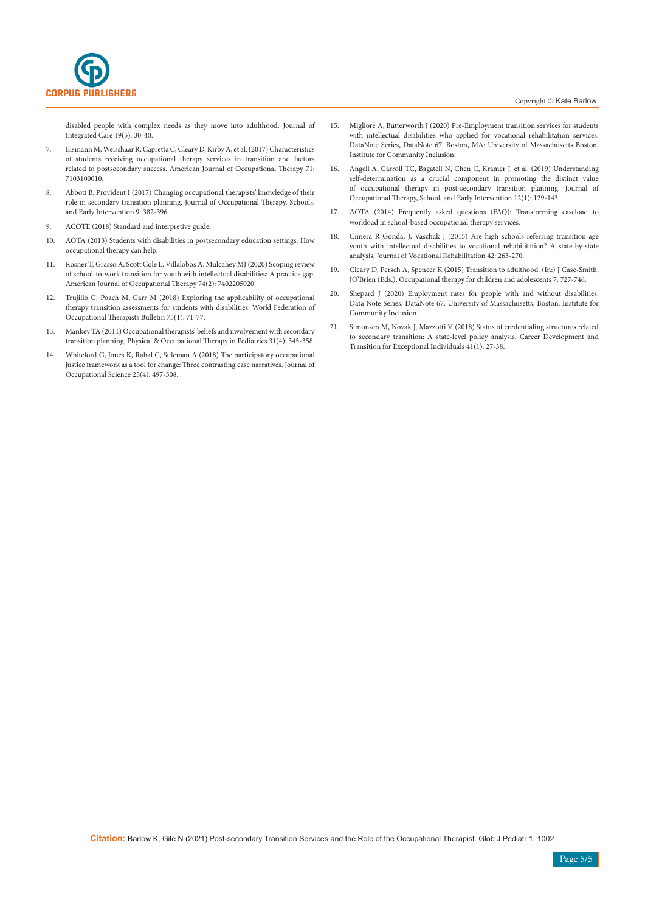disabled people with complex needs as they move into adulthood. Journal of Integrated Care 19(5): 30-40.

7. Eismann M, Weisshaar R, Capretta C, Cleary D, Kirby A, et al. (2017) Characteristics of students receiving occupational therapy services in transition and factors related to postsecondary success. American Journal of Occupational Therapy 71: 7103100010.

8. Abbott B, Provident I (2017) Changing occupational therapists' knowledge of their role in secondary transition planning. Journal of Occupational Therapy, Schools, and Early Intervention 9: 382-396.

9. ACOTE (2018) Standard and interpretive guide.

10. AOTA (2013) Students with disabilities in postsecondary education settings: How occupational therapy can help.

11. Rosner T, Grasso A, Scott Cole L, Villalobos A, Mulcahey MJ (2020) Scoping review of school-to-work transition for youth with intellectual disabilities: A practice gap. American Journal of Occupational Therapy 74(2): 7402205020.

12. Trujillo C, Poach M, Carr M (2018) Exploring the applicability of occupational therapy transition assessments for students with disabilities. World Federation of Occupational Therapists Bulletin 75(1): 71-77.

13. Mankey TA (2011) Occupational therapists' beliefs and involvement with secondary transition planning. Physical & Occupational Therapy in Pediatrics 31(4): 345-358.

14. Whiteford G, Jones K, Rahal C, Suleman A (2018) The participatory occupational justice framework as a tool for change: Three contrasting case narratives. Journal of Occupational Science 25(4): 497-508.

15. Migliore A, Butterworth J (2020) Pre-Employment transition services for students with intellectual disabilities who applied for vocational rehabilitation services. DataNote Series, DataNote 67. Boston, MA: University of Massachusetts Boston, Institute for Community Inclusion.

16. Angell A, Carroll TC, Bagatell N, Chen C, Kramer J, et al. (2019) Understanding self-determination as a crucial component in promoting the distinct value of occupational therapy in post-secondary transition planning. Journal of Occupational Therapy, School, and Early Intervention 12(1): 129-143.

17. AOTA (2014) Frequently asked questions (FAQ): Transforming caseload to workload in school-based occupational therapy services.

18. Cimera R Gonda, J, Vaschak J (2015) Are high schools referring transition-age youth with intellectual disabilities to vocational rehabilitation? A state-by-state analysis. Journal of Vocational Rehabilitation 42: 263-270.

19. Cleary D, Persch A, Spencer K (2015) Transition to adulthood. (In:) J Case-Smith, JO'Brien (Eds.), Occupational therapy for children and adolescents 7: 727-746.

20. Shepard J (2020) Employment rates for people with and without disabilities. Data Note Series, DataNote 67. University of Massachusetts, Boston. Institute for Community Inclusion.

21. Simonsen M, Novak J, Mazzotti V (2018) Status of credentialing structures related to secondary transition: A state-level policy analysis. Career Development and Transition for Exceptional Individuals 41(1): 27-38.